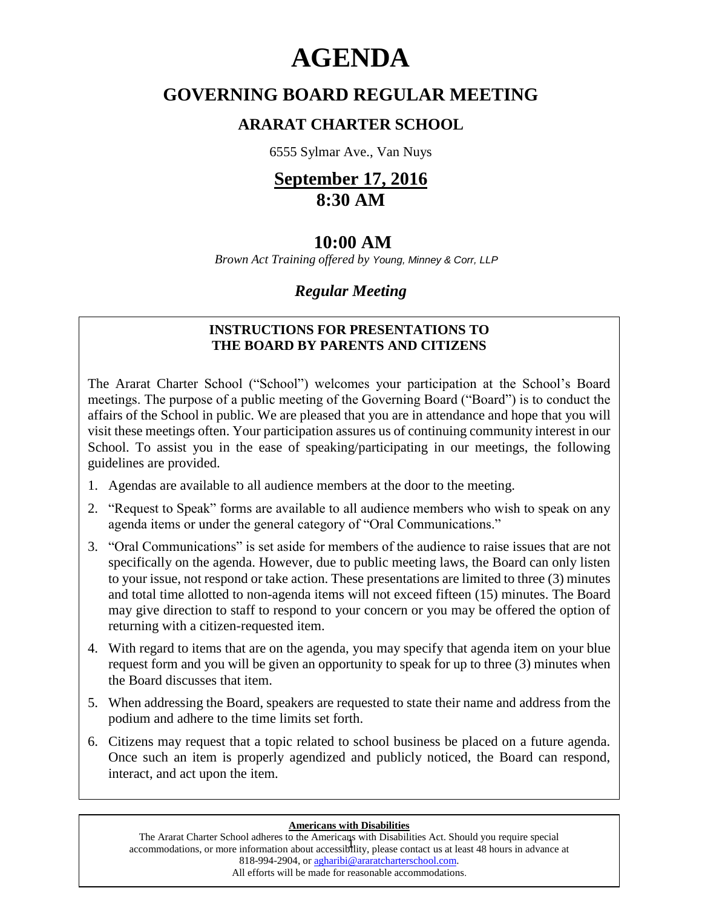# AGENDA

## GOVERNING BOARD REGULAR MEETING

### ARARAT CHARTER SCHOOL

6555 Sylmar Ave., Van Nuys

**<u>September 17, 2016</u>**
**8:30 AM**

**10:00 AM**

*Brown Act Training offered by Young, Minney & Corr, LLP*

***Regular Meeting***

---

**INSTRUCTIONS FOR PRESENTATIONS TO THE BOARD BY PARENTS AND CITIZENS**

The Ararat Charter School ("School") welcomes your participation at the School's Board meetings. The purpose of a public meeting of the Governing Board ("Board") is to conduct the affairs of the School in public. We are pleased that you are in attendance and hope that you will visit these meetings often. Your participation assures us of continuing community interest in our School. To assist you in the ease of speaking/participating in our meetings, the following guidelines are provided.

1. Agendas are available to all audience members at the door to the meeting.
2. "Request to Speak" forms are available to all audience members who wish to speak on any agenda items or under the general category of "Oral Communications."
3. "Oral Communications" is set aside for members of the audience to raise issues that are not specifically on the agenda. However, due to public meeting laws, the Board can only listen to your issue, not respond or take action. These presentations are limited to three (3) minutes and total time allotted to non-agenda items will not exceed fifteen (15) minutes. The Board may give direction to staff to respond to your concern or you may be offered the option of returning with a citizen-requested item.
4. With regard to items that are on the agenda, you may specify that agenda item on your blue request form and you will be given an opportunity to speak for up to three (3) minutes when the Board discusses that item.
5. When addressing the Board, speakers are requested to state their name and address from the podium and adhere to the time limits set forth.
6. Citizens may request that a topic related to school business be placed on a future agenda. Once such an item is properly agendized and publicly noticed, the Board can respond, interact, and act upon the item.

---

**<u>Americans with Disabilities</u>**

The Ararat Charter School adheres to the Americans with Disabilities Act. Should you require special accommodations, or more information about accessibility, please contact us at least 48 hours in advance at 818-994-2904, or agharibi@araratcharterschool.com.
All efforts will be made for reasonable accommodations.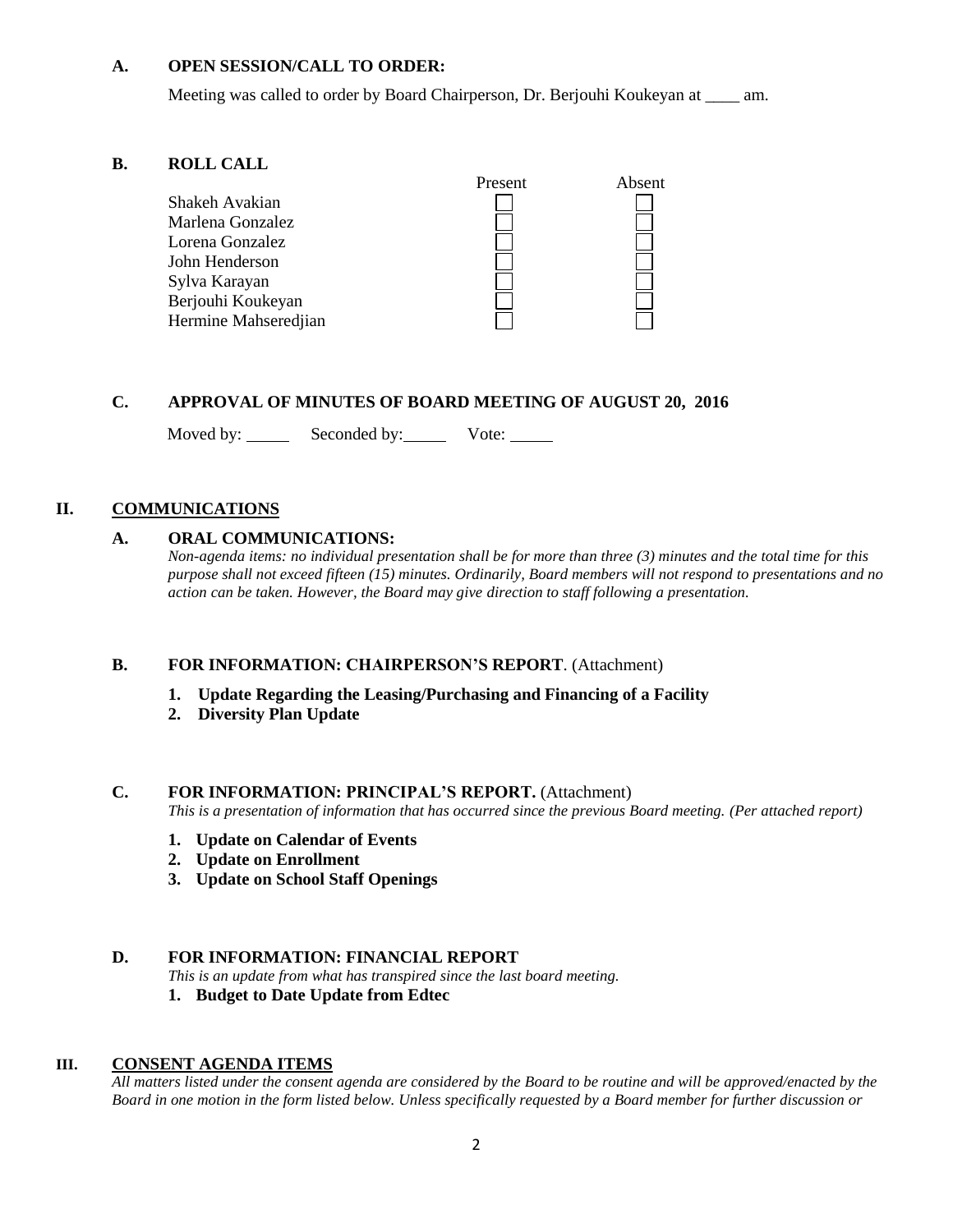### A. OPEN SESSION/CALL TO ORDER:

Meeting was called to order by Board Chairperson, Dr. Berjouhi Koukeyan at ____ am.

### B. ROLL CALL

| | Present | Absent |
|---|---|---|
| Shakeh Avakian | ☐ | ☐ |
| Marlena Gonzalez | ☐ | ☐ |
| Lorena Gonzalez | ☐ | ☐ |
| John Henderson | ☐ | ☐ |
| Sylva Karayan | ☐ | ☐ |
| Berjouhi Koukeyan | ☐ | ☐ |
| Hermine Mahseredjian | ☐ | ☐ |

### C. APPROVAL OF MINUTES OF BOARD MEETING OF AUGUST 20, 2016

Moved by: _____ Seconded by: _____ Vote: _____

## II. COMMUNICATIONS

### A. ORAL COMMUNICATIONS:

*Non-agenda items: no individual presentation shall be for more than three (3) minutes and the total time for this purpose shall not exceed fifteen (15) minutes. Ordinarily, Board members will not respond to presentations and no action can be taken. However, the Board may give direction to staff following a presentation.*

### B. FOR INFORMATION: CHAIRPERSON'S REPORT. (Attachment)

1. **Update Regarding the Leasing/Purchasing and Financing of a Facility**
2. **Diversity Plan Update**

### C. FOR INFORMATION: PRINCIPAL'S REPORT. (Attachment)

*This is a presentation of information that has occurred since the previous Board meeting. (Per attached report)*

1. **Update on Calendar of Events**
2. **Update on Enrollment**
3. **Update on School Staff Openings**

### D. FOR INFORMATION: FINANCIAL REPORT

*This is an update from what has transpired since the last board meeting.*

1. **Budget to Date Update from Edtec**

## III. CONSENT AGENDA ITEMS

*All matters listed under the consent agenda are considered by the Board to be routine and will be approved/enacted by the Board in one motion in the form listed below. Unless specifically requested by a Board member for further discussion or*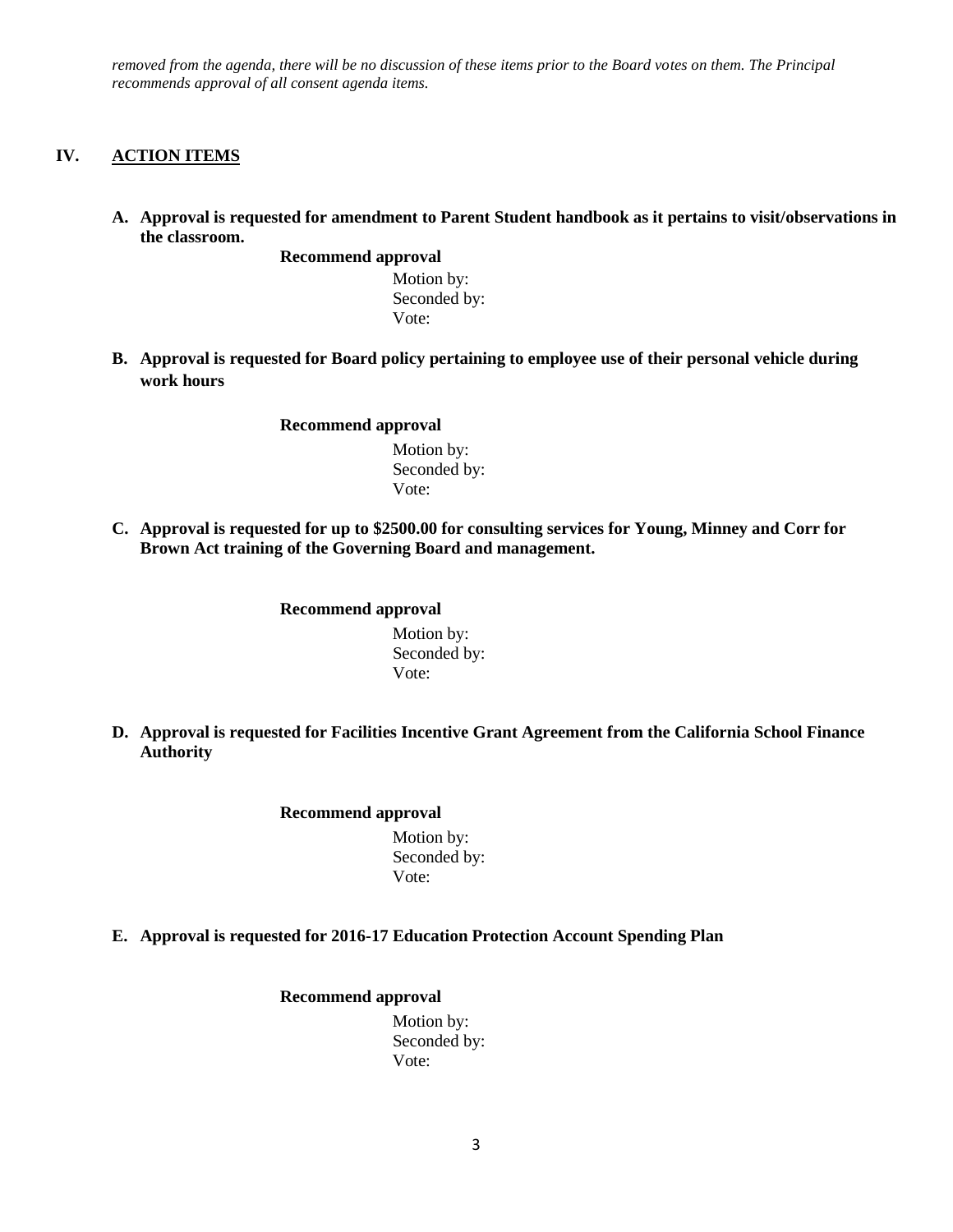*removed from the agenda, there will be no discussion of these items prior to the Board votes on them. The Principal recommends approval of all consent agenda items.*

## IV. ACTION ITEMS

**A. Approval is requested for amendment to Parent Student handbook as it pertains to visit/observations in the classroom.**

**Recommend approval**

Motion by:
Seconded by:
Vote:

**B. Approval is requested for Board policy pertaining to employee use of their personal vehicle during work hours**

**Recommend approval**

Motion by:
Seconded by:
Vote:

**C. Approval is requested for up to $2500.00 for consulting services for Young, Minney and Corr for Brown Act training of the Governing Board and management.**

**Recommend approval**

Motion by:
Seconded by:
Vote:

**D. Approval is requested for Facilities Incentive Grant Agreement from the California School Finance Authority**

**Recommend approval**

Motion by:
Seconded by:
Vote:

**E. Approval is requested for 2016-17 Education Protection Account Spending Plan**

**Recommend approval**

Motion by:
Seconded by:
Vote: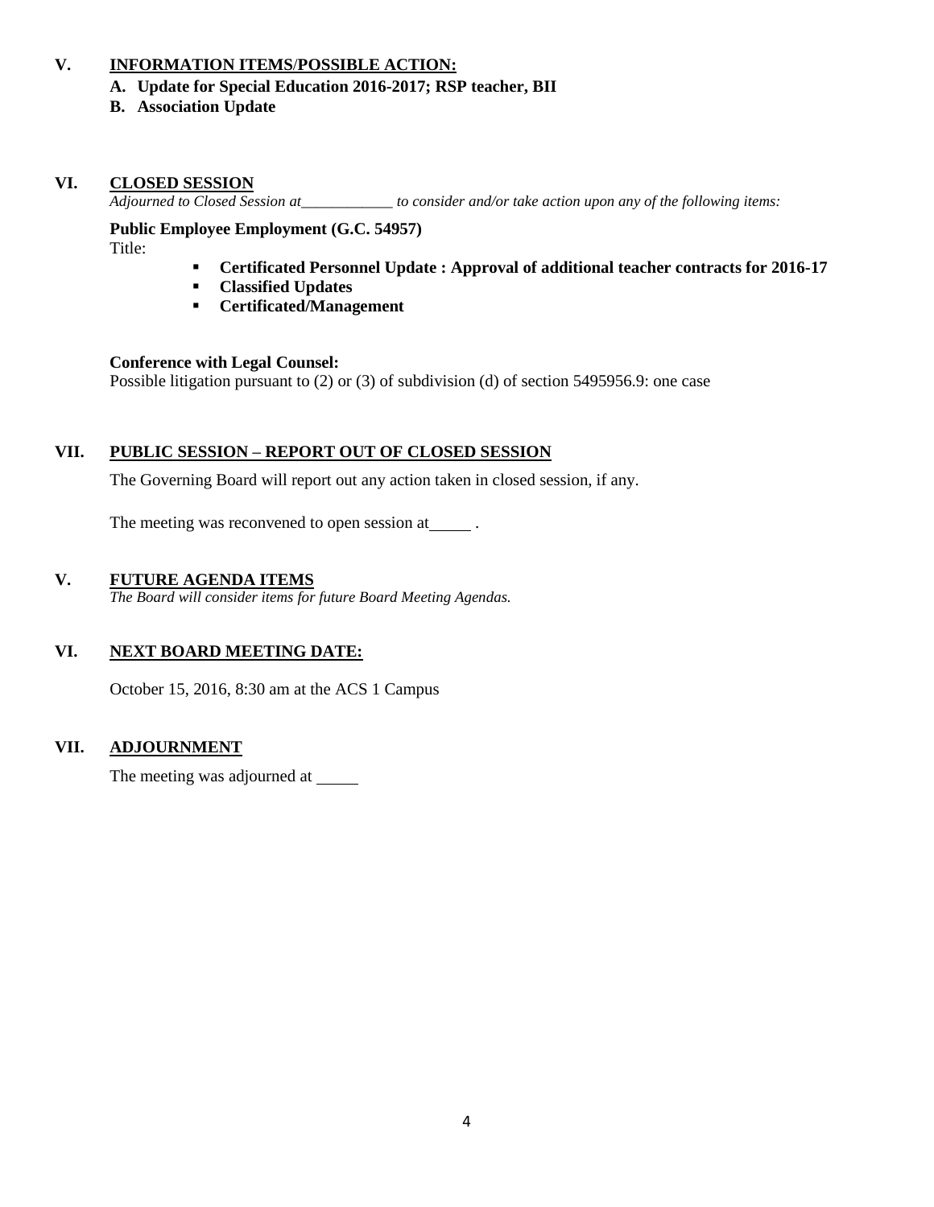## V. INFORMATION ITEMS/POSSIBLE ACTION:

**A. Update for Special Education 2016-2017; RSP teacher, BII**

**B. Association Update**

## VI. CLOSED SESSION

*Adjourned to Closed Session at____________ to consider and/or take action upon any of the following items:*

**Public Employee Employment (G.C. 54957)**

Title:

- **Certificated Personnel Update : Approval of additional teacher contracts for 2016-17**
- **Classified Updates**
- **Certificated/Management**

**Conference with Legal Counsel:**

Possible litigation pursuant to (2) or (3) of subdivision (d) of section 5495956.9: one case

## VII. PUBLIC SESSION – REPORT OUT OF CLOSED SESSION

The Governing Board will report out any action taken in closed session, if any.

The meeting was reconvened to open session at_____ .

## V. FUTURE AGENDA ITEMS

*The Board will consider items for future Board Meeting Agendas.*

## VI. NEXT BOARD MEETING DATE:

October 15, 2016, 8:30 am at the ACS 1 Campus

## VII. ADJOURNMENT

The meeting was adjourned at _____